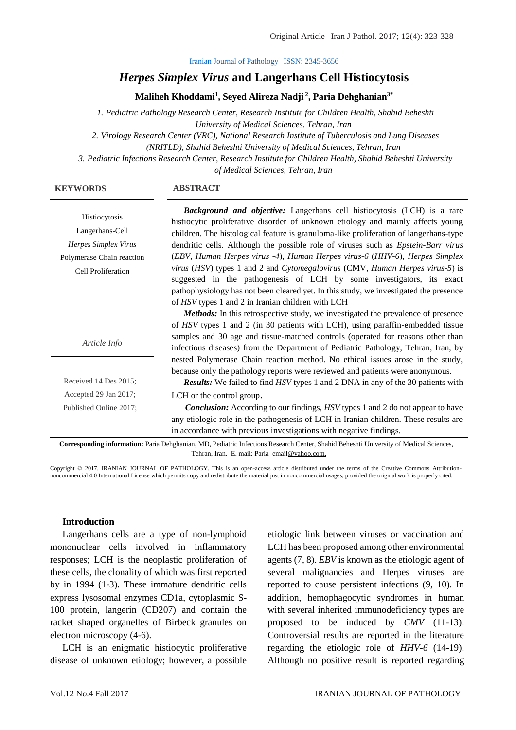Iranian Journal of Pathology | ISSN: 2345-3656

# *Herpes Simplex Virus* and Langerhans Cell Histiocytosis

**Maliheh Khoddami[1], Seyed Alireza Nadji[2], Paria Dehghanian[3*]**

*1. Pediatric Pathology Research Center, Research Institute for Children Health, Shahid Beheshti University of Medical Sciences, Tehran, Iran*

*2. Virology Research Center (VRC), National Research Institute of Tuberculosis and Lung Diseases (NRITLD), Shahid Beheshti University of Medical Sciences, Tehran, Iran*

*3. Pediatric Infections Research Center, Research Institute for Children Health, Shahid Beheshti University of Medical Sciences, Tehran, Iran*

**KEYWORDS**

Histiocytosis

Langerhans-Cell

*Herpes Simplex Virus*

Polymerase Chain reaction

Cell Proliferation

*Article Info*

Received 14 Des 2015;

Accepted 29 Jan 2017;

Published Online 2017;

**ABSTRACT**

***Background and objective:*** Langerhans cell histiocytosis (LCH) is a rare histiocytic proliferative disorder of unknown etiology and mainly affects young children. The histological feature is granuloma-like proliferation of langerhans-type dendritic cells. Although the possible role of viruses such as *Epstein-Barr virus* (*EBV*, *Human Herpes virus -4*), *Human Herpes virus-6* (*HHV-6*), *Herpes Simplex virus* (*HSV*) types 1 and 2 and *Cytomegalovirus* (CMV, *Human Herpes virus-5*) is suggested in the pathogenesis of LCH by some investigators, its exact pathophysiology has not been cleared yet. In this study, we investigated the presence of *HSV* types 1 and 2 in Iranian children with LCH

***Methods:*** In this retrospective study, we investigated the prevalence of presence of *HSV* types 1 and 2 (in 30 patients with LCH), using paraffin-embedded tissue samples and 30 age and tissue-matched controls (operated for reasons other than infectious diseases) from the Department of Pediatric Pathology, Tehran, Iran, by nested Polymerase Chain reaction method. No ethical issues arose in the study, because only the pathology reports were reviewed and patients were anonymous.

***Results:*** We failed to find *HSV* types 1 and 2 DNA in any of the 30 patients with LCH or the control group.

***Conclusion:*** According to our findings, *HSV* types 1 and 2 do not appear to have any etiologic role in the pathogenesis of LCH in Iranian children. These results are in accordance with previous investigations with negative findings.

**Corresponding information:** Paria Dehghanian, MD, Pediatric Infections Research Center, Shahid Beheshti University of Medical Sciences, Tehran, Iran. E. mail: Paria_email@yahoo.com.

Copyright © 2017, IRANIAN JOURNAL OF PATHOLOGY. This is an open-access article distributed under the terms of the Creative Commons Attribution-noncommercial 4.0 International License which permits copy and redistribute the material just in noncommercial usages, provided the original work is properly cited.

## Introduction

Langerhans cells are a type of non-lymphoid mononuclear cells involved in inflammatory responses; LCH is the neoplastic proliferation of these cells, the clonality of which was first reported by in 1994 (1-3). These immature dendritic cells express lysosomal enzymes CD1a, cytoplasmic S-100 protein, langerin (CD207) and contain the racket shaped organelles of Birbeck granules on electron microscopy (4-6).

LCH is an enigmatic histiocytic proliferative disease of unknown etiology; however, a possible etiologic link between viruses or vaccination and LCH has been proposed among other environmental agents (7, 8). *EBV* is known as the etiologic agent of several malignancies and Herpes viruses are reported to cause persistent infections (9, 10). In addition, hemophagocytic syndromes in human with several inherited immunodeficiency types are proposed to be induced by *CMV* (11-13). Controversial results are reported in the literature regarding the etiologic role of *HHV-6* (14-19). Although no positive result is reported regarding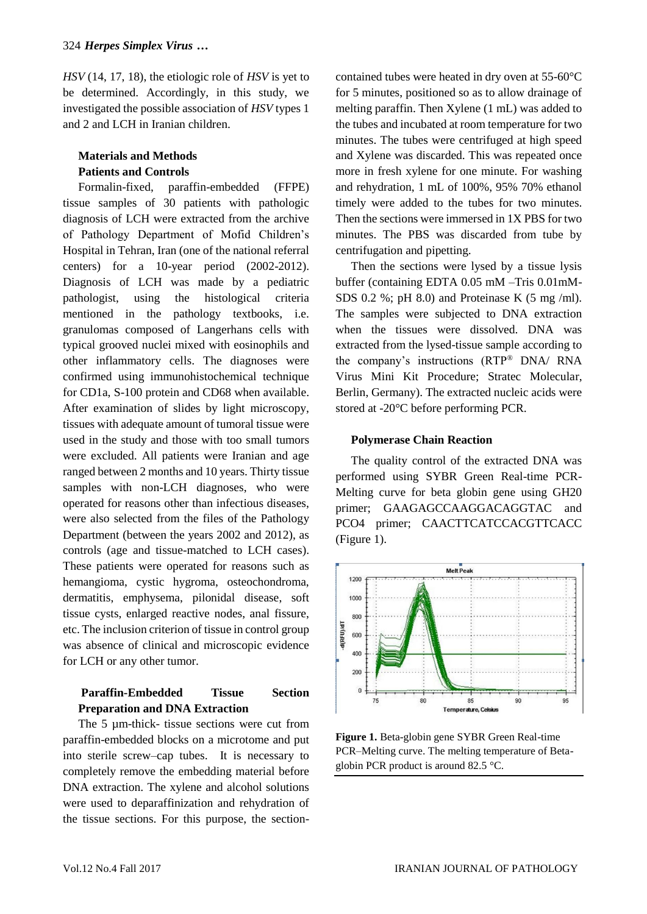*HSV* (14, 17, 18), the etiologic role of *HSV* is yet to be determined. Accordingly, in this study, we investigated the possible association of *HSV* types 1 and 2 and LCH in Iranian children.

## Materials and Methods

### Patients and Controls

Formalin-fixed, paraffin-embedded (FFPE) tissue samples of 30 patients with pathologic diagnosis of LCH were extracted from the archive of Pathology Department of Mofid Children's Hospital in Tehran, Iran (one of the national referral centers) for a 10-year period (2002-2012). Diagnosis of LCH was made by a pediatric pathologist, using the histological criteria mentioned in the pathology textbooks, i.e. granulomas composed of Langerhans cells with typical grooved nuclei mixed with eosinophils and other inflammatory cells. The diagnoses were confirmed using immunohistochemical technique for CD1a, S-100 protein and CD68 when available. After examination of slides by light microscopy, tissues with adequate amount of tumoral tissue were used in the study and those with too small tumors were excluded. All patients were Iranian and age ranged between 2 months and 10 years. Thirty tissue samples with non-LCH diagnoses, who were operated for reasons other than infectious diseases, were also selected from the files of the Pathology Department (between the years 2002 and 2012), as controls (age and tissue-matched to LCH cases). These patients were operated for reasons such as hemangioma, cystic hygroma, osteochondroma, dermatitis, emphysema, pilonidal disease, soft tissue cysts, enlarged reactive nodes, anal fissure, etc. The inclusion criterion of tissue in control group was absence of clinical and microscopic evidence for LCH or any other tumor.

### Paraffin-Embedded Tissue Section Preparation and DNA Extraction

The 5 µm-thick- tissue sections were cut from paraffin-embedded blocks on a microtome and put into sterile screw–cap tubes. It is necessary to completely remove the embedding material before DNA extraction. The xylene and alcohol solutions were used to deparaffinization and rehydration of the tissue sections. For this purpose, the section-contained tubes were heated in dry oven at 55-60°C for 5 minutes, positioned so as to allow drainage of melting paraffin. Then Xylene (1 mL) was added to the tubes and incubated at room temperature for two minutes. The tubes were centrifuged at high speed and Xylene was discarded. This was repeated once more in fresh xylene for one minute. For washing and rehydration, 1 mL of 100%, 95% 70% ethanol timely were added to the tubes for two minutes. Then the sections were immersed in 1X PBS for two minutes. The PBS was discarded from tube by centrifugation and pipetting.

Then the sections were lysed by a tissue lysis buffer (containing EDTA 0.05 mM –Tris 0.01mM-SDS 0.2 %; pH 8.0) and Proteinase K (5 mg /ml). The samples were subjected to DNA extraction when the tissues were dissolved. DNA was extracted from the lysed-tissue sample according to the company's instructions (RTP® DNA/ RNA Virus Mini Kit Procedure; Stratec Molecular, Berlin, Germany). The extracted nucleic acids were stored at -20°C before performing PCR.

### Polymerase Chain Reaction

The quality control of the extracted DNA was performed using SYBR Green Real-time PCR-Melting curve for beta globin gene using GH20 primer; GAAGAGCCAAGGACAGGTAC and PCO4 primer; CAACTTCATCCACGTTCACC (Figure 1).

**Figure 1.** Beta-globin gene SYBR Green Real-time PCR–Melting curve. The melting temperature of Beta-globin PCR product is around 82.5 °C.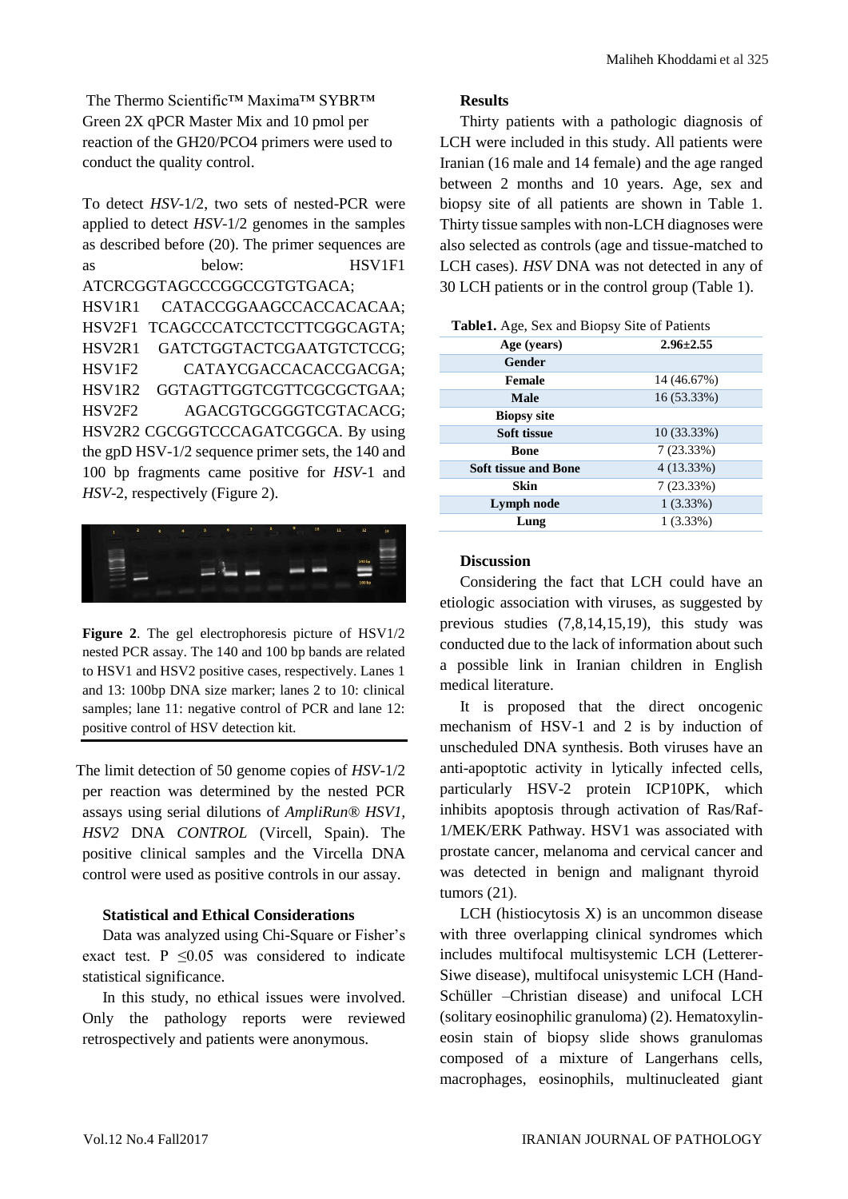The Thermo Scientific™ Maxima™ SYBR™ Green 2X qPCR Master Mix and 10 pmol per reaction of the GH20/PCO4 primers were used to conduct the quality control.

To detect *HSV*-1/2, two sets of nested-PCR were applied to detect *HSV*-1/2 genomes in the samples as described before (20). The primer sequences are as below: HSV1F1 ATCRCGGTAGCCCGGCCGTGTGACA; HSV1R1 CATACCGGAAGCCACCACACAA; HSV2F1 TCAGCCCATCCTCCTTCGGCAGTA; HSV2R1 GATCTGGTACTCGAATGTCTCCG; HSV1F2 CATAYCGACCACACCGACGA; HSV1R2 GGTAGTTGGTCGTTCGCGCTGAA; HSV2F2 AGACGTGCGGGTCGTACACG; HSV2R2 CGCGGTCCCAGATCGGCA. By using the gpD HSV-1/2 sequence primer sets, the 140 and 100 bp fragments came positive for *HSV*-1 and *HSV*-2, respectively (Figure 2).

**Figure 2**. The gel electrophoresis picture of HSV1/2 nested PCR assay. The 140 and 100 bp bands are related to HSV1 and HSV2 positive cases, respectively. Lanes 1 and 13: 100bp DNA size marker; lanes 2 to 10: clinical samples; lane 11: negative control of PCR and lane 12: positive control of HSV detection kit.

The limit detection of 50 genome copies of *HSV*-1/2 per reaction was determined by the nested PCR assays using serial dilutions of *AmpliRun® HSV1, HSV2* DNA *CONTROL* (Vircell, Spain). The positive clinical samples and the Vircella DNA control were used as positive controls in our assay.

### Statistical and Ethical Considerations

Data was analyzed using Chi-Square or Fisher's exact test. P ≤0.05 was considered to indicate statistical significance.

In this study, no ethical issues were involved. Only the pathology reports were reviewed retrospectively and patients were anonymous.

## Results

Thirty patients with a pathologic diagnosis of LCH were included in this study. All patients were Iranian (16 male and 14 female) and the age ranged between 2 months and 10 years. Age, sex and biopsy site of all patients are shown in Table 1. Thirty tissue samples with non-LCH diagnoses were also selected as controls (age and tissue-matched to LCH cases). *HSV* DNA was not detected in any of 30 LCH patients or in the control group (Table 1).

**Table1.** Age, Sex and Biopsy Site of Patients

| Age (years) | 2.96±2.55 |
|---|---|
| **Gender** | |
| **Female** | 14 (46.67%) |
| **Male** | 16 (53.33%) |
| **Biopsy site** | |
| **Soft tissue** | 10 (33.33%) |
| **Bone** | 7 (23.33%) |
| **Soft tissue and Bone** | 4 (13.33%) |
| **Skin** | 7 (23.33%) |
| **Lymph node** | 1 (3.33%) |
| **Lung** | 1 (3.33%) |

## Discussion

Considering the fact that LCH could have an etiologic association with viruses, as suggested by previous studies (7,8,14,15,19), this study was conducted due to the lack of information about such a possible link in Iranian children in English medical literature.

It is proposed that the direct oncogenic mechanism of HSV-1 and 2 is by induction of unscheduled DNA synthesis. Both viruses have an anti-apoptotic activity in lytically infected cells, particularly HSV-2 protein ICP10PK, which inhibits apoptosis through activation of Ras/Raf-1/MEK/ERK Pathway. HSV1 was associated with prostate cancer, melanoma and cervical cancer and was detected in benign and malignant thyroid tumors (21).

LCH (histiocytosis X) is an uncommon disease with three overlapping clinical syndromes which includes multifocal multisystemic LCH (Letterer-Siwe disease), multifocal unisystemic LCH (Hand-Schüller –Christian disease) and unifocal LCH (solitary eosinophilic granuloma) (2). Hematoxylin-eosin stain of biopsy slide shows granulomas composed of a mixture of Langerhans cells, macrophages, eosinophils, multinucleated giant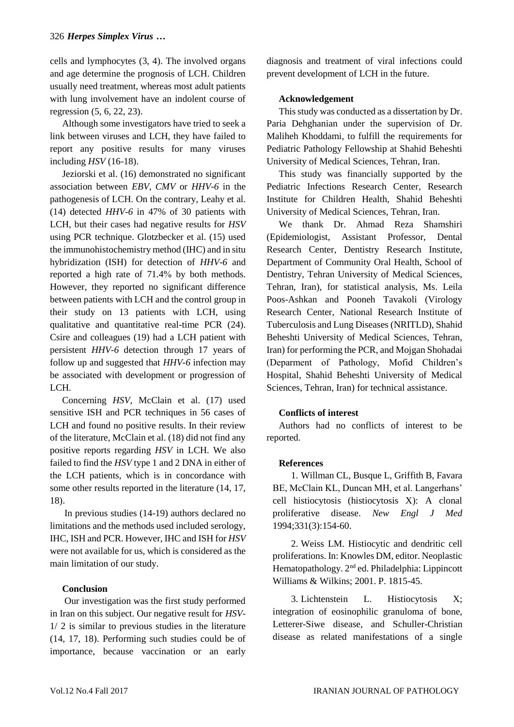cells and lymphocytes (3, 4). The involved organs and age determine the prognosis of LCH. Children usually need treatment, whereas most adult patients with lung involvement have an indolent course of regression (5, 6, 22, 23).

Although some investigators have tried to seek a link between viruses and LCH, they have failed to report any positive results for many viruses including *HSV* (16-18).

Jeziorski et al. (16) demonstrated no significant association between *EBV*, *CMV* or *HHV-6* in the pathogenesis of LCH. On the contrary, Leahy et al. (14) detected *HHV-6* in 47% of 30 patients with LCH, but their cases had negative results for *HSV* using PCR technique. Glotzbecker et al. (15) used the immunohistochemistry method (IHC) and in situ hybridization (ISH) for detection of *HHV-6* and reported a high rate of 71.4% by both methods. However, they reported no significant difference between patients with LCH and the control group in their study on 13 patients with LCH, using qualitative and quantitative real-time PCR (24). Csire and colleagues (19) had a LCH patient with persistent *HHV-6* detection through 17 years of follow up and suggested that *HHV-6* infection may be associated with development or progression of LCH.

Concerning *HSV*, McClain et al. (17) used sensitive ISH and PCR techniques in 56 cases of LCH and found no positive results. In their review of the literature, McClain et al. (18) did not find any positive reports regarding *HSV* in LCH. We also failed to find the *HSV* type 1 and 2 DNA in either of the LCH patients, which is in concordance with some other results reported in the literature (14, 17, 18).

In previous studies (14-19) authors declared no limitations and the methods used included serology, IHC, ISH and PCR. However, IHC and ISH for *HSV* were not available for us, which is considered as the main limitation of our study.

**Conclusion**

Our investigation was the first study performed in Iran on this subject. Our negative result for *HSV*-1/ 2 is similar to previous studies in the literature (14, 17, 18). Performing such studies could be of importance, because vaccination or an early diagnosis and treatment of viral infections could prevent development of LCH in the future.

**Acknowledgement**

This study was conducted as a dissertation by Dr. Paria Dehghanian under the supervision of Dr. Maliheh Khoddami, to fulfill the requirements for Pediatric Pathology Fellowship at Shahid Beheshti University of Medical Sciences, Tehran, Iran.

This study was financially supported by the Pediatric Infections Research Center, Research Institute for Children Health, Shahid Beheshti University of Medical Sciences, Tehran, Iran.

We thank Dr. Ahmad Reza Shamshiri (Epidemiologist, Assistant Professor, Dental Research Center, Dentistry Research Institute, Department of Community Oral Health, School of Dentistry, Tehran University of Medical Sciences, Tehran, Iran), for statistical analysis, Ms. Leila Poos-Ashkan and Pooneh Tavakoli (Virology Research Center, National Research Institute of Tuberculosis and Lung Diseases (NRITLD), Shahid Beheshti University of Medical Sciences, Tehran, Iran) for performing the PCR, and Mojgan Shohadai (Deparment of Pathology, Mofid Children's Hospital, Shahid Beheshti University of Medical Sciences, Tehran, Iran) for technical assistance.

**Conflicts of interest**

Authors had no conflicts of interest to be reported.

**References**

1. Willman CL, Busque L, Griffith B, Favara BE, McClain KL, Duncan MH, et al. Langerhans' cell histiocytosis (histiocytosis X): A clonal proliferative disease. *New Engl J Med* 1994;331(3):154-60.

2. Weiss LM. Histiocytic and dendritic cell proliferations. In: Knowles DM, editor. Neoplastic Hematopathology. 2nd ed. Philadelphia: Lippincott Williams & Wilkins; 2001. P. 1815-45.

3. Lichtenstein L. Histiocytosis X; integration of eosinophilic granuloma of bone, Letterer-Siwe disease, and Schuller-Christian disease as related manifestations of a single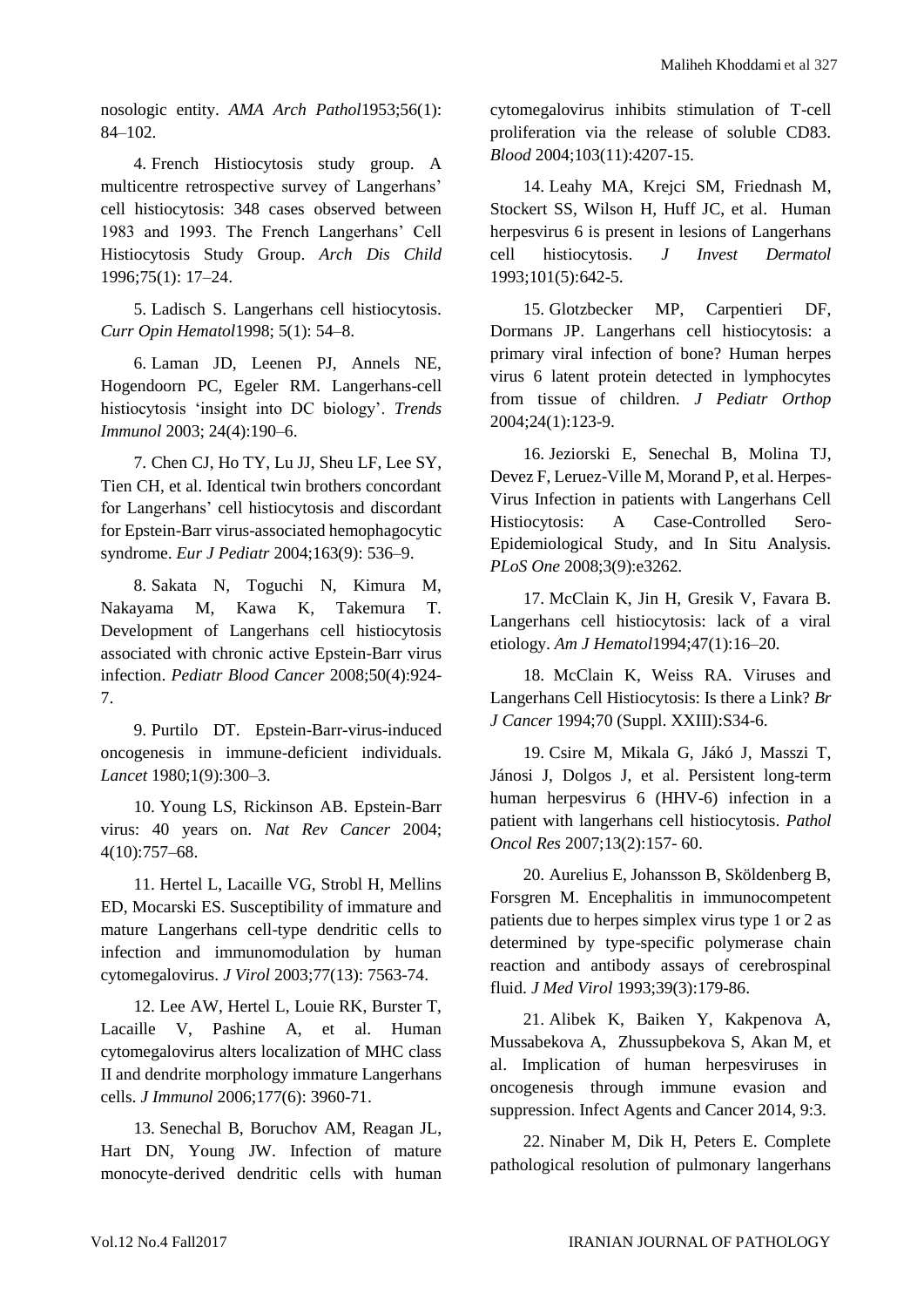nosologic entity. *AMA Arch Pathol*1953;56(1): 84–102.

4. French Histiocytosis study group. A multicentre retrospective survey of Langerhans' cell histiocytosis: 348 cases observed between 1983 and 1993. The French Langerhans' Cell Histiocytosis Study Group. *Arch Dis Child* 1996;75(1): 17–24.

5. Ladisch S. Langerhans cell histiocytosis. *Curr Opin Hematol*1998; 5(1): 54–8.

6. Laman JD, Leenen PJ, Annels NE, Hogendoorn PC, Egeler RM. Langerhans-cell histiocytosis 'insight into DC biology'. *Trends Immunol* 2003; 24(4):190–6.

7. Chen CJ, Ho TY, Lu JJ, Sheu LF, Lee SY, Tien CH, et al. Identical twin brothers concordant for Langerhans' cell histiocytosis and discordant for Epstein-Barr virus-associated hemophagocytic syndrome. *Eur J Pediatr* 2004;163(9): 536–9.

8. Sakata N, Toguchi N, Kimura M, Nakayama M, Kawa K, Takemura T. Development of Langerhans cell histiocytosis associated with chronic active Epstein-Barr virus infection. *Pediatr Blood Cancer* 2008;50(4):924-7.

9. Purtilo DT. Epstein-Barr-virus-induced oncogenesis in immune-deficient individuals. *Lancet* 1980;1(9):300–3.

10. Young LS, Rickinson AB. Epstein-Barr virus: 40 years on. *Nat Rev Cancer* 2004; 4(10):757–68.

11. Hertel L, Lacaille VG, Strobl H, Mellins ED, Mocarski ES. Susceptibility of immature and mature Langerhans cell-type dendritic cells to infection and immunomodulation by human cytomegalovirus. *J Virol* 2003;77(13): 7563-74.

12. Lee AW, Hertel L, Louie RK, Burster T, Lacaille V, Pashine A, et al. Human cytomegalovirus alters localization of MHC class II and dendrite morphology immature Langerhans cells. *J Immunol* 2006;177(6): 3960-71.

13. Senechal B, Boruchov AM, Reagan JL, Hart DN, Young JW. Infection of mature monocyte-derived dendritic cells with human cytomegalovirus inhibits stimulation of T-cell proliferation via the release of soluble CD83. *Blood* 2004;103(11):4207-15.

14. Leahy MA, Krejci SM, Friednash M, Stockert SS, Wilson H, Huff JC, et al. Human herpesvirus 6 is present in lesions of Langerhans cell histiocytosis. *J Invest Dermatol* 1993;101(5):642-5.

15. Glotzbecker MP, Carpentieri DF, Dormans JP. Langerhans cell histiocytosis: a primary viral infection of bone? Human herpes virus 6 latent protein detected in lymphocytes from tissue of children. *J Pediatr Orthop* 2004;24(1):123-9.

16. Jeziorski E, Senechal B, Molina TJ, Devez F, Leruez-Ville M, Morand P, et al. Herpes-Virus Infection in patients with Langerhans Cell Histiocytosis: A Case-Controlled Sero-Epidemiological Study, and In Situ Analysis. *PLoS One* 2008;3(9):e3262.

17. McClain K, Jin H, Gresik V, Favara B. Langerhans cell histiocytosis: lack of a viral etiology. *Am J Hematol*1994;47(1):16–20.

18. McClain K, Weiss RA. Viruses and Langerhans Cell Histiocytosis: Is there a Link? *Br J Cancer* 1994;70 (Suppl. XXIII):S34-6.

19. Csire M, Mikala G, Jákó J, Masszi T, Jánosi J, Dolgos J, et al. Persistent long-term human herpesvirus 6 (HHV-6) infection in a patient with langerhans cell histiocytosis. *Pathol Oncol Res* 2007;13(2):157- 60.

20. Aurelius E, Johansson B, Sköldenberg B, Forsgren M. Encephalitis in immunocompetent patients due to herpes simplex virus type 1 or 2 as determined by type-specific polymerase chain reaction and antibody assays of cerebrospinal fluid. *J Med Virol* 1993;39(3):179-86.

21. Alibek K, Baiken Y, Kakpenova A, Mussabekova A, Zhussupbekova S, Akan M, et al. Implication of human herpesviruses in oncogenesis through immune evasion and suppression. Infect Agents and Cancer 2014, 9:3.

22. Ninaber M, Dik H, Peters E. Complete pathological resolution of pulmonary langerhans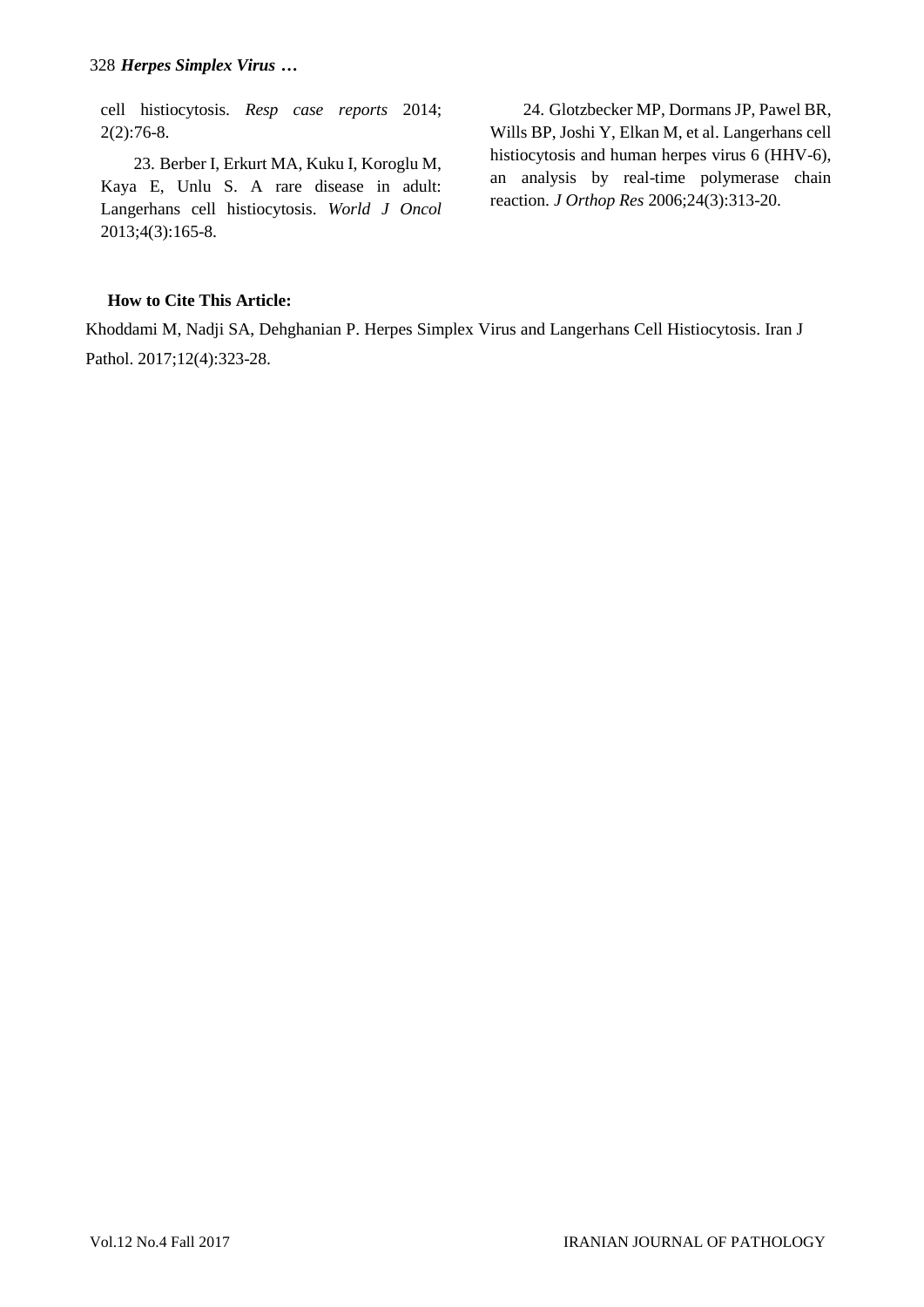cell histiocytosis. *Resp case reports* 2014; 2(2):76-8.

23. Berber I, Erkurt MA, Kuku I, Koroglu M, Kaya E, Unlu S. A rare disease in adult: Langerhans cell histiocytosis. *World J Oncol* 2013;4(3):165-8.

24. Glotzbecker MP, Dormans JP, Pawel BR, Wills BP, Joshi Y, Elkan M, et al. Langerhans cell histiocytosis and human herpes virus 6 (HHV-6), an analysis by real-time polymerase chain reaction. *J Orthop Res* 2006;24(3):313-20.

**How to Cite This Article:**

Khoddami M, Nadji SA, Dehghanian P. Herpes Simplex Virus and Langerhans Cell Histiocytosis. Iran J Pathol. 2017;12(4):323-28.